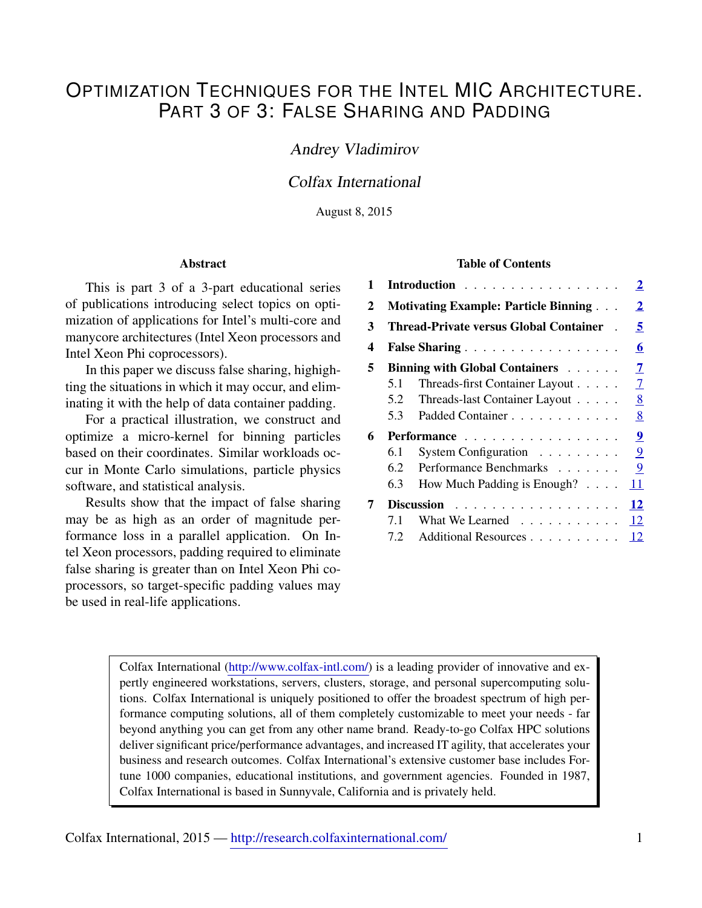# Optimization Techniques for the Intel MIC Architecture. Part 3 of 3: False Sharing and Padding

*Andrey Vladimirov*

*Colfax International*

August 8, 2015

## Abstract

This is part 3 of a 3-part educational series of publications introducing select topics on optimization of applications for Intel's multi-core and manycore architectures (Intel Xeon processors and Intel Xeon Phi coprocessors).

In this paper we discuss false sharing, highighting the situations in which it may occur, and eliminating it with the help of data container padding.

For a practical illustration, we construct and optimize a micro-kernel for binning particles based on their coordinates. Similar workloads occur in Monte Carlo simulations, particle physics software, and statistical analysis.

Results show that the impact of false sharing may be as high as an order of magnitude performance loss in a parallel application. On Intel Xeon processors, padding required to eliminate false sharing is greater than on Intel Xeon Phi coprocessors, so target-specific padding values may be used in real-life applications.

## Table of Contents

- **1 Introduction** . . . **2**
- **2 Motivating Example: Particle Binning** . . . **2**
- **3 Thread-Private versus Global Container** . . . **5**
- **4 False Sharing** . . . **6**
- **5 Binning with Global Containers** . . . **7**
  - 5.1 Threads-first Container Layout . . . 7
  - 5.2 Threads-last Container Layout . . . 8
  - 5.3 Padded Container . . . 8
- **6 Performance** . . . **9**
  - 6.1 System Configuration . . . 9
  - 6.2 Performance Benchmarks . . . 9
  - 6.3 How Much Padding is Enough? . . . 11
- **7 Discussion** . . . **12**
  - 7.1 What We Learned . . . 12
  - 7.2 Additional Resources . . . 12

---

Colfax International (http://www.colfax-intl.com/) is a leading provider of innovative and expertly engineered workstations, servers, clusters, storage, and personal supercomputing solutions. Colfax International is uniquely positioned to offer the broadest spectrum of high performance computing solutions, all of them completely customizable to meet your needs - far beyond anything you can get from any other name brand. Ready-to-go Colfax HPC solutions deliver significant price/performance advantages, and increased IT agility, that accelerates your business and research outcomes. Colfax International's extensive customer base includes Fortune 1000 companies, educational institutions, and government agencies. Founded in 1987, Colfax International is based in Sunnyvale, California and is privately held.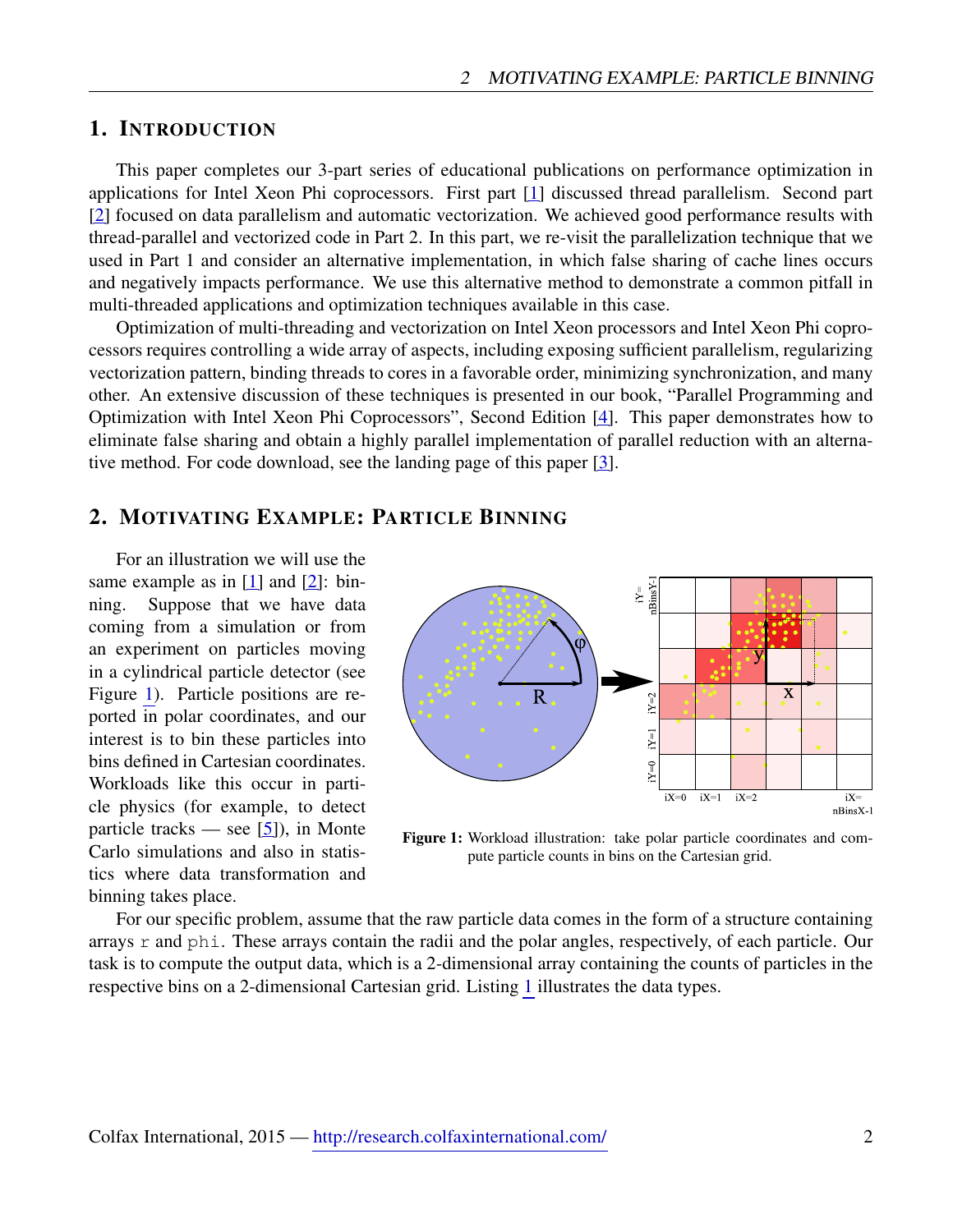## 1. Introduction

This paper completes our 3-part series of educational publications on performance optimization in applications for Intel Xeon Phi coprocessors. First part [1] discussed thread parallelism. Second part [2] focused on data parallelism and automatic vectorization. We achieved good performance results with thread-parallel and vectorized code in Part 2. In this part, we re-visit the parallelization technique that we used in Part 1 and consider an alternative implementation, in which false sharing of cache lines occurs and negatively impacts performance. We use this alternative method to demonstrate a common pitfall in multi-threaded applications and optimization techniques available in this case.

Optimization of multi-threading and vectorization on Intel Xeon processors and Intel Xeon Phi coprocessors requires controlling a wide array of aspects, including exposing sufficient parallelism, regularizing vectorization pattern, binding threads to cores in a favorable order, minimizing synchronization, and many other. An extensive discussion of these techniques is presented in our book, "Parallel Programming and Optimization with Intel Xeon Phi Coprocessors", Second Edition [4]. This paper demonstrates how to eliminate false sharing and obtain a highly parallel implementation of parallel reduction with an alternative method. For code download, see the landing page of this paper [3].

## 2. Motivating Example: Particle Binning

For an illustration we will use the same example as in [1] and [2]: binning. Suppose that we have data coming from a simulation or from an experiment on particles moving in a cylindrical particle detector (see Figure 1). Particle positions are reported in polar coordinates, and our interest is to bin these particles into bins defined in Cartesian coordinates. Workloads like this occur in particle physics (for example, to detect particle tracks — see [5]), in Monte Carlo simulations and also in statistics where data transformation and binning takes place.

**Figure 1:** Workload illustration: take polar particle coordinates and compute particle counts in bins on the Cartesian grid.

For our specific problem, assume that the raw particle data comes in the form of a structure containing arrays `r` and `phi`. These arrays contain the radii and the polar angles, respectively, of each particle. Our task is to compute the output data, which is a 2-dimensional array containing the counts of particles in the respective bins on a 2-dimensional Cartesian grid. Listing 1 illustrates the data types.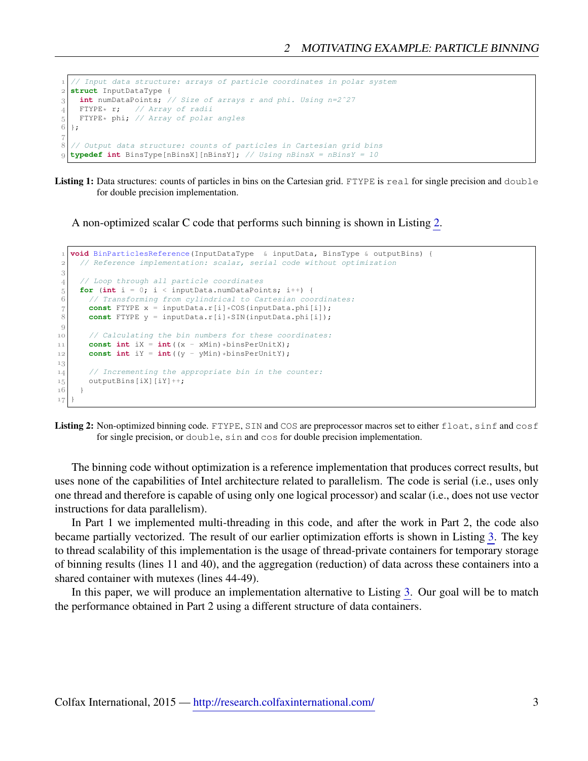```
// Input data structure: arrays of particle coordinates in polar system
struct InputDataType {
  int numDataPoints; // Size of arrays r and phi. Using n=2^27
  FTYPE* r;   // Array of radii
  FTYPE* phi; // Array of polar angles
};

// Output data structure: counts of particles in Cartesian grid bins
typedef int BinsType[nBinsX][nBinsY]; // Using nBinsX = nBinsY = 10
```

**Listing 1:** Data structures: counts of particles in bins on the Cartesian grid. `FTYPE` is `real` for single precision and `double` for double precision implementation.

A non-optimized scalar C code that performs such binning is shown in Listing 2.

```
void BinParticlesReference(InputDataType  & inputData, BinsType & outputBins) {
  // Reference implementation: scalar, serial code without optimization

  // Loop through all particle coordinates
  for (int i = 0; i < inputData.numDataPoints; i++) {
    // Transforming from cylindrical to Cartesian coordinates:
    const FTYPE x = inputData.r[i]*COS(inputData.phi[i]);
    const FTYPE y = inputData.r[i]*SIN(inputData.phi[i]);

    // Calculating the bin numbers for these coordinates:
    const int iX = int((x - xMin)*binsPerUnitX);
    const int iY = int((y - yMin)*binsPerUnitY);

    // Incrementing the appropriate bin in the counter:
    outputBins[iX][iY]++;
  }
}
```

**Listing 2:** Non-optimized binning code. `FTYPE`, `SIN` and `COS` are preprocessor macros set to either `float`, `sinf` and `cosf` for single precision, or `double`, `sin` and `cos` for double precision implementation.

The binning code without optimization is a reference implementation that produces correct results, but uses none of the capabilities of Intel architecture related to parallelism. The code is serial (i.e., uses only one thread and therefore is capable of using only one logical processor) and scalar (i.e., does not use vector instructions for data parallelism).

In Part 1 we implemented multi-threading in this code, and after the work in Part 2, the code also became partially vectorized. The result of our earlier optimization efforts is shown in Listing 3. The key to thread scalability of this implementation is the usage of thread-private containers for temporary storage of binning results (lines 11 and 40), and the aggregation (reduction) of data across these containers into a shared container with mutexes (lines 44-49).

In this paper, we will produce an implementation alternative to Listing 3. Our goal will be to match the performance obtained in Part 2 using a different structure of data containers.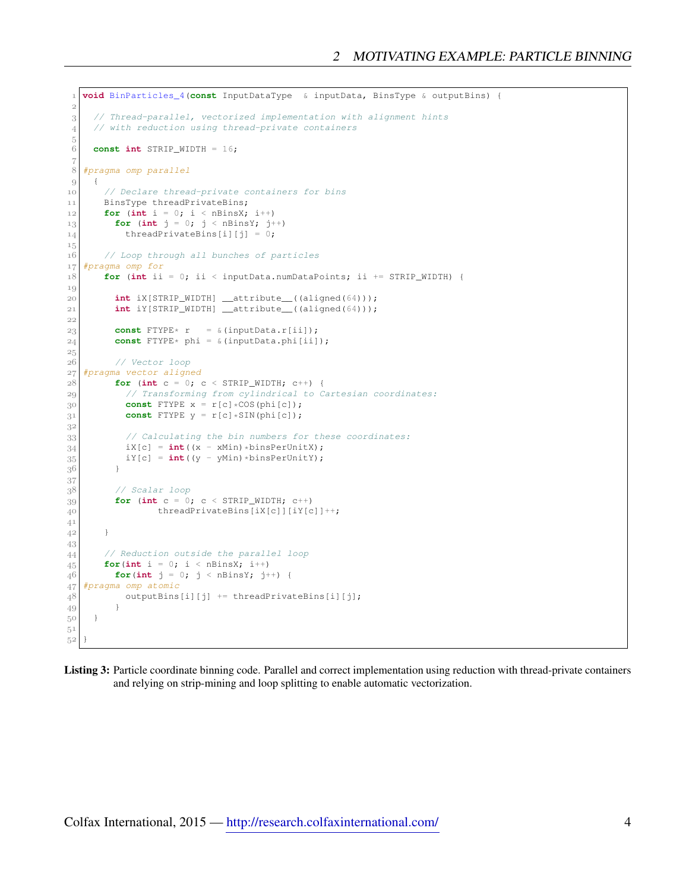```
void BinParticles_4(const InputDataType  & inputData, BinsType & outputBins) {

  // Thread-parallel, vectorized implementation with alignment hints
  // with reduction using thread-private containers

  const int STRIP_WIDTH = 16;

#pragma omp parallel
  {
    // Declare thread-private containers for bins
    BinsType threadPrivateBins;
    for (int i = 0; i < nBinsX; i++)
      for (int j = 0; j < nBinsY; j++)
        threadPrivateBins[i][j] = 0;

    // Loop through all bunches of particles
#pragma omp for
    for (int ii = 0; ii < inputData.numDataPoints; ii += STRIP_WIDTH) {

      int iX[STRIP_WIDTH] __attribute__((aligned(64)));
      int iY[STRIP_WIDTH] __attribute__((aligned(64)));

      const FTYPE* r   = &(inputData.r[ii]);
      const FTYPE* phi = &(inputData.phi[ii]);

      // Vector loop
#pragma vector aligned
      for (int c = 0; c < STRIP_WIDTH; c++) {
        // Transforming from cylindrical to Cartesian coordinates:
        const FTYPE x = r[c]*COS(phi[c]);
        const FTYPE y = r[c]*SIN(phi[c]);

        // Calculating the bin numbers for these coordinates:
        iX[c] = int((x - xMin)*binsPerUnitX);
        iY[c] = int((y - yMin)*binsPerUnitY);
      }

      // Scalar loop
      for (int c = 0; c < STRIP_WIDTH; c++)
            threadPrivateBins[iX[c]][iY[c]]++;

    }

    // Reduction outside the parallel loop
    for(int i = 0; i < nBinsX; i++)
      for(int j = 0; j < nBinsY; j++) {
#pragma omp atomic
        outputBins[i][j] += threadPrivateBins[i][j];
      }
  }

}
```

**Listing 3:** Particle coordinate binning code. Parallel and correct implementation using reduction with thread-private containers and relying on strip-mining and loop splitting to enable automatic vectorization.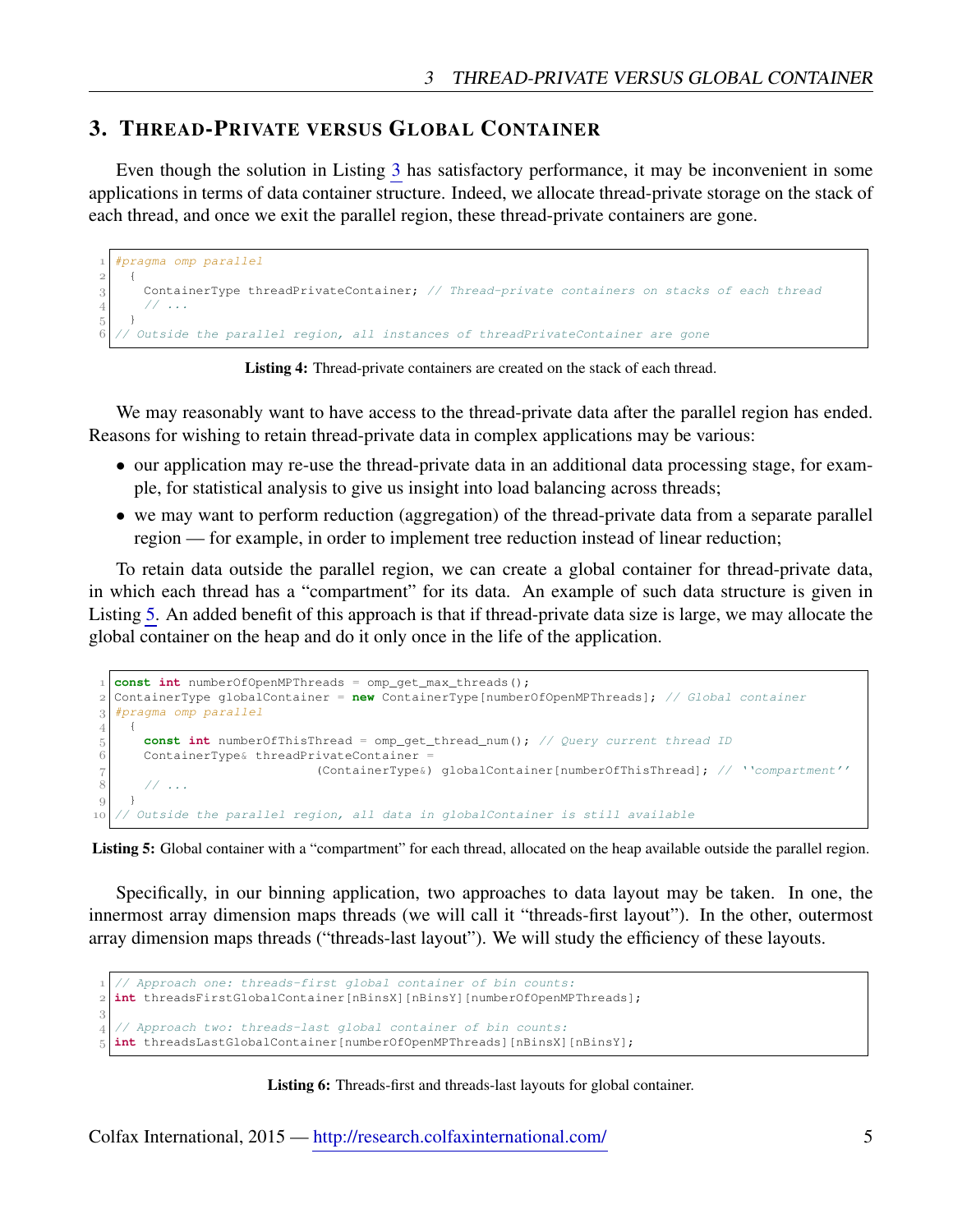## 3. Thread-Private versus Global Container

Even though the solution in Listing 3 has satisfactory performance, it may be inconvenient in some applications in terms of data container structure. Indeed, we allocate thread-private storage on the stack of each thread, and once we exit the parallel region, these thread-private containers are gone.

```
#pragma omp parallel
  {
    ContainerType threadPrivateContainer; // Thread-private containers on stacks of each thread
    // ...
  }
// Outside the parallel region, all instances of threadPrivateContainer are gone
```

**Listing 4:** Thread-private containers are created on the stack of each thread.

We may reasonably want to have access to the thread-private data after the parallel region has ended. Reasons for wishing to retain thread-private data in complex applications may be various:

- our application may re-use the thread-private data in an additional data processing stage, for example, for statistical analysis to give us insight into load balancing across threads;
- we may want to perform reduction (aggregation) of the thread-private data from a separate parallel region — for example, in order to implement tree reduction instead of linear reduction;

To retain data outside the parallel region, we can create a global container for thread-private data, in which each thread has a "compartment" for its data. An example of such data structure is given in Listing 5. An added benefit of this approach is that if thread-private data size is large, we may allocate the global container on the heap and do it only once in the life of the application.

```
const int numberOfOpenMPThreads = omp_get_max_threads();
ContainerType globalContainer = new ContainerType[numberOfOpenMPThreads]; // Global container
#pragma omp parallel
  {
    const int numberOfThisThread = omp_get_thread_num(); // Query current thread ID
    ContainerType& threadPrivateContainer =
                        (ContainerType&) globalContainer[numberOfThisThread]; // ''compartment''
    // ...
  }
// Outside the parallel region, all data in globalContainer is still available
```

**Listing 5:** Global container with a "compartment" for each thread, allocated on the heap available outside the parallel region.

Specifically, in our binning application, two approaches to data layout may be taken. In one, the innermost array dimension maps threads (we will call it "threads-first layout"). In the other, outermost array dimension maps threads ("threads-last layout"). We will study the efficiency of these layouts.

```
// Approach one: threads-first global container of bin counts:
int threadsFirstGlobalContainer[nBinsX][nBinsY][numberOfOpenMPThreads];

// Approach two: threads-last global container of bin counts:
int threadsLastGlobalContainer[numberOfOpenMPThreads][nBinsX][nBinsY];
```

**Listing 6:** Threads-first and threads-last layouts for global container.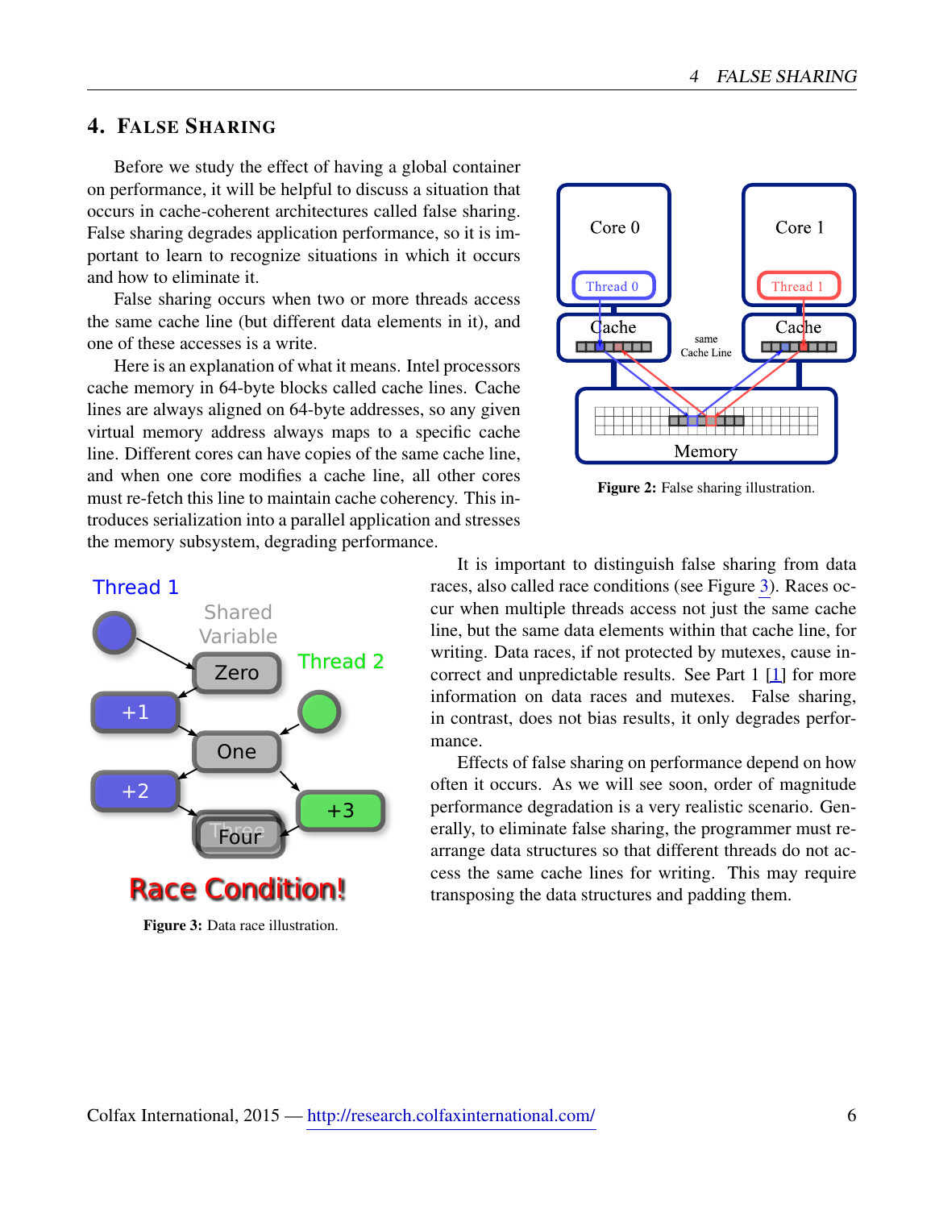## 4. False Sharing

Before we study the effect of having a global container on performance, it will be helpful to discuss a situation that occurs in cache-coherent architectures called false sharing. False sharing degrades application performance, so it is important to learn to recognize situations in which it occurs and how to eliminate it.

False sharing occurs when two or more threads access the same cache line (but different data elements in it), and one of these accesses is a write.

Here is an explanation of what it means. Intel processors cache memory in 64-byte blocks called cache lines. Cache lines are always aligned on 64-byte addresses, so any given virtual memory address always maps to a specific cache line. Different cores can have copies of the same cache line, and when one core modifies a cache line, all other cores must re-fetch this line to maintain cache coherency. This introduces serialization into a parallel application and stresses the memory subsystem, degrading performance.

**Figure 2:** False sharing illustration.

It is important to distinguish false sharing from data races, also called race conditions (see Figure 3). Races occur when multiple threads access not just the same cache line, but the same data elements within that cache line, for writing. Data races, if not protected by mutexes, cause incorrect and unpredictable results. See Part 1 [1] for more information on data races and mutexes. False sharing, in contrast, does not bias results, it only degrades performance.

Effects of false sharing on performance depend on how often it occurs. As we will see soon, order of magnitude performance degradation is a very realistic scenario. Generally, to eliminate false sharing, the programmer must rearrange data structures so that different threads do not access the same cache lines for writing. This may require transposing the data structures and padding them.

**Figure 3:** Data race illustration.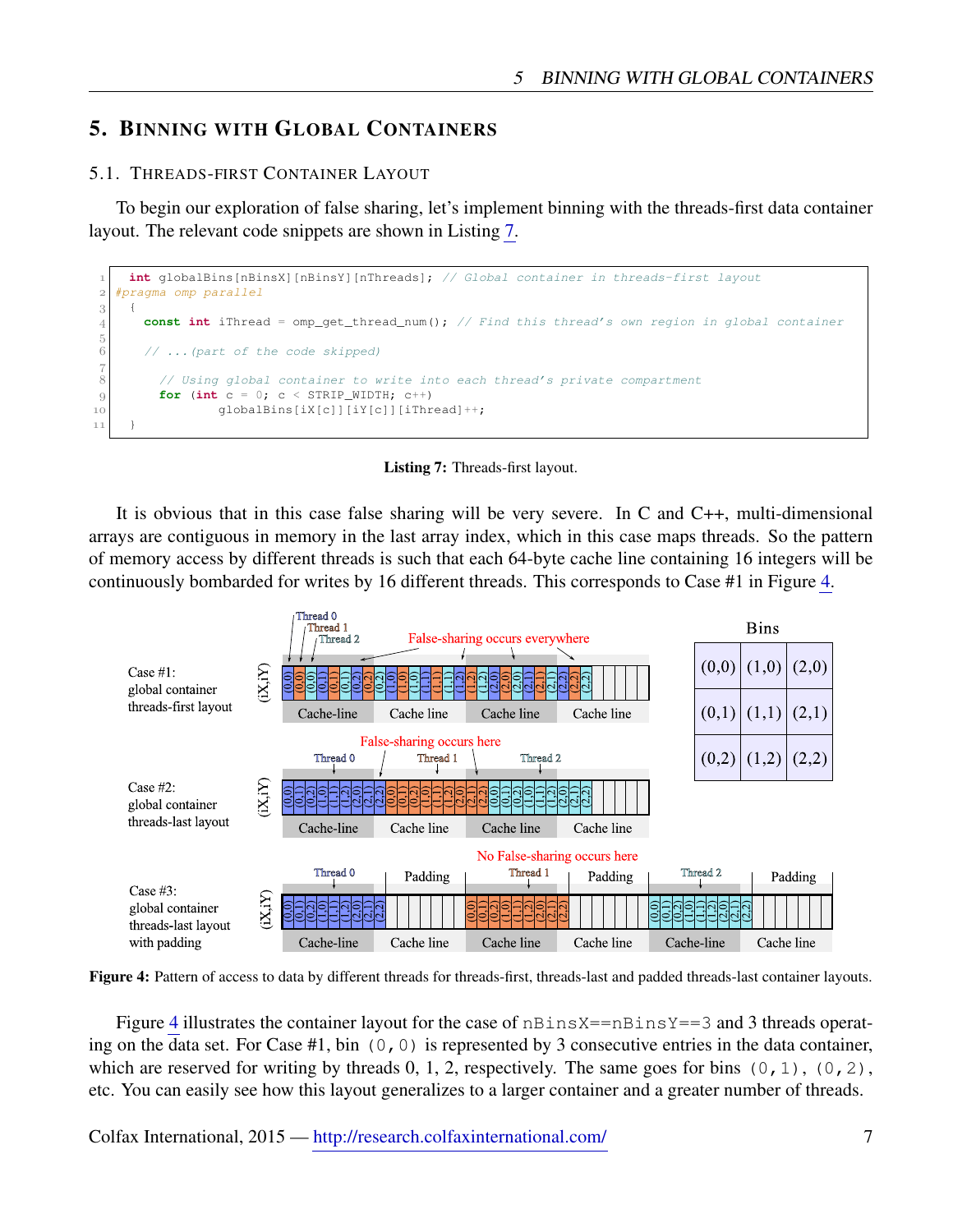## 5. Binning with Global Containers

### 5.1. Threads-first Container Layout

To begin our exploration of false sharing, let's implement binning with the threads-first data container layout. The relevant code snippets are shown in Listing 7.

```
  int globalBins[nBinsX][nBinsY][nThreads]; // Global container in threads-first layout
#pragma omp parallel
  {
    const int iThread = omp_get_thread_num(); // Find this thread's own region in global container

    // ...(part of the code skipped)

      // Using global container to write into each thread's private compartment
      for (int c = 0; c < STRIP_WIDTH; c++)
              globalBins[iX[c]][iY[c]][iThread]++;
  }
```

**Listing 7:** Threads-first layout.

It is obvious that in this case false sharing will be very severe. In C and C++, multi-dimensional arrays are contiguous in memory in the last array index, which in this case maps threads. So the pattern of memory access by different threads is such that each 64-byte cache line containing 16 integers will be continuously bombarded for writes by 16 different threads. This corresponds to Case #1 in Figure 4.

**Figure 4:** Pattern of access to data by different threads for threads-first, threads-last and padded threads-last container layouts.

Figure 4 illustrates the container layout for the case of `nBinsX==nBinsY==3` and 3 threads operating on the data set. For Case #1, bin `(0,0)` is represented by 3 consecutive entries in the data container, which are reserved for writing by threads 0, 1, 2, respectively. The same goes for bins `(0,1)`, `(0,2)`, etc. You can easily see how this layout generalizes to a larger container and a greater number of threads.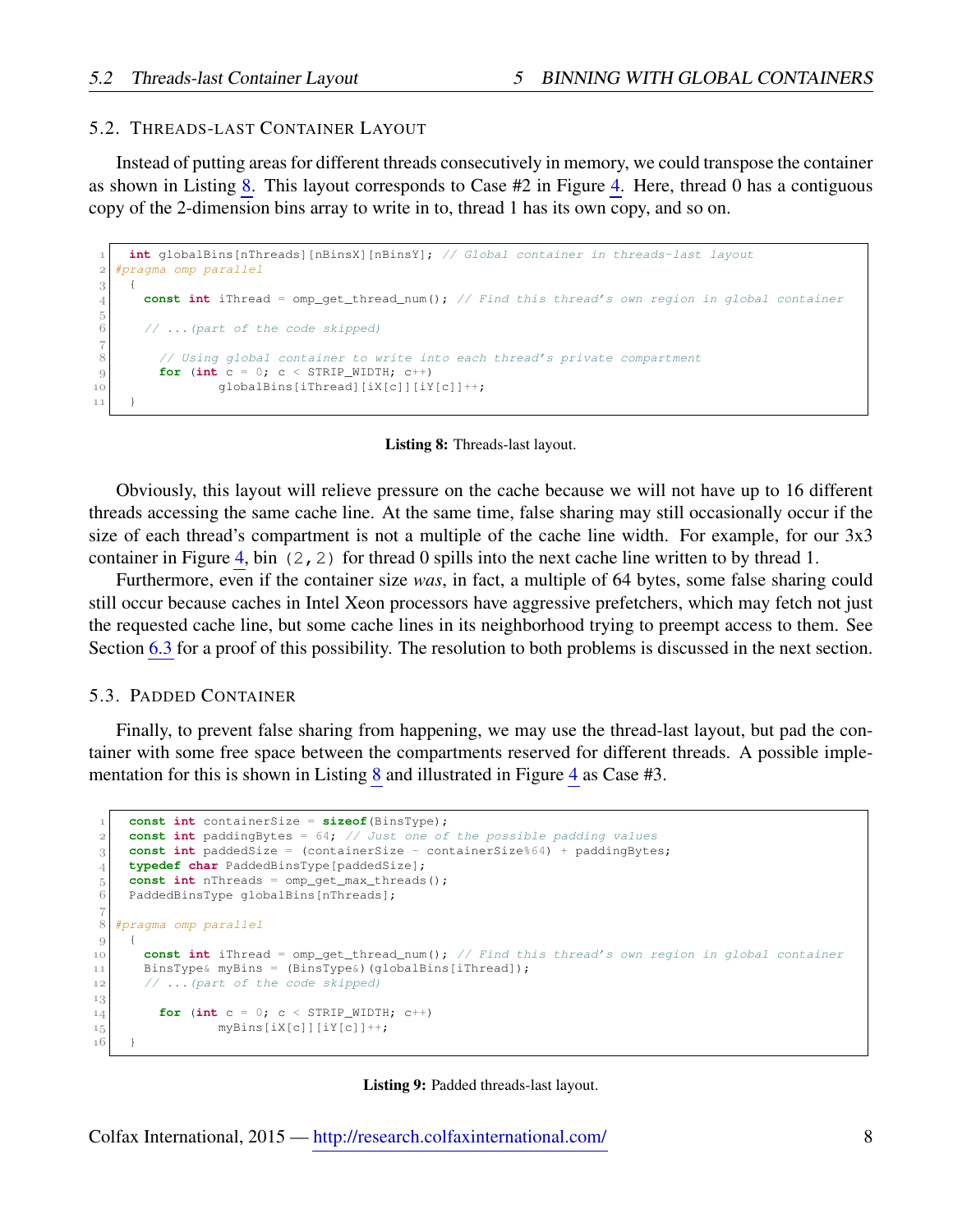### 5.2. Threads-last Container Layout

Instead of putting areas for different threads consecutively in memory, we could transpose the container as shown in Listing 8. This layout corresponds to Case #2 in Figure 4. Here, thread 0 has a contiguous copy of the 2-dimension bins array to write in to, thread 1 has its own copy, and so on.

```
int globalBins[nThreads][nBinsX][nBinsY]; // Global container in threads-last layout
#pragma omp parallel
{
  const int iThread = omp_get_thread_num(); // Find this thread's own region in global container

  // ...(part of the code skipped)

    // Using global container to write into each thread's private compartment
    for (int c = 0; c < STRIP_WIDTH; c++)
            globalBins[iThread][iX[c]][iY[c]]++;
}
```

**Listing 8:** Threads-last layout.

Obviously, this layout will relieve pressure on the cache because we will not have up to 16 different threads accessing the same cache line. At the same time, false sharing may still occasionally occur if the size of each thread's compartment is not a multiple of the cache line width. For example, for our 3x3 container in Figure 4, bin `(2,2)` for thread 0 spills into the next cache line written to by thread 1.

Furthermore, even if the container size *was*, in fact, a multiple of 64 bytes, some false sharing could still occur because caches in Intel Xeon processors have aggressive prefetchers, which may fetch not just the requested cache line, but some cache lines in its neighborhood trying to preempt access to them. See Section 6.3 for a proof of this possibility. The resolution to both problems is discussed in the next section.

### 5.3. Padded Container

Finally, to prevent false sharing from happening, we may use the thread-last layout, but pad the container with some free space between the compartments reserved for different threads. A possible implementation for this is shown in Listing 8 and illustrated in Figure 4 as Case #3.

```
const int containerSize = sizeof(BinsType);
const int paddingBytes = 64; // Just one of the possible padding values
const int paddedSize = (containerSize - containerSize%64) + paddingBytes;
typedef char PaddedBinsType[paddedSize];
const int nThreads = omp_get_max_threads();
PaddedBinsType globalBins[nThreads];

#pragma omp parallel
{
  const int iThread = omp_get_thread_num(); // Find this thread's own region in global container
  BinsType& myBins = (BinsType&)(globalBins[iThread]);
  // ...(part of the code skipped)

    for (int c = 0; c < STRIP_WIDTH; c++)
            myBins[iX[c]][iY[c]]++;
}
```

**Listing 9:** Padded threads-last layout.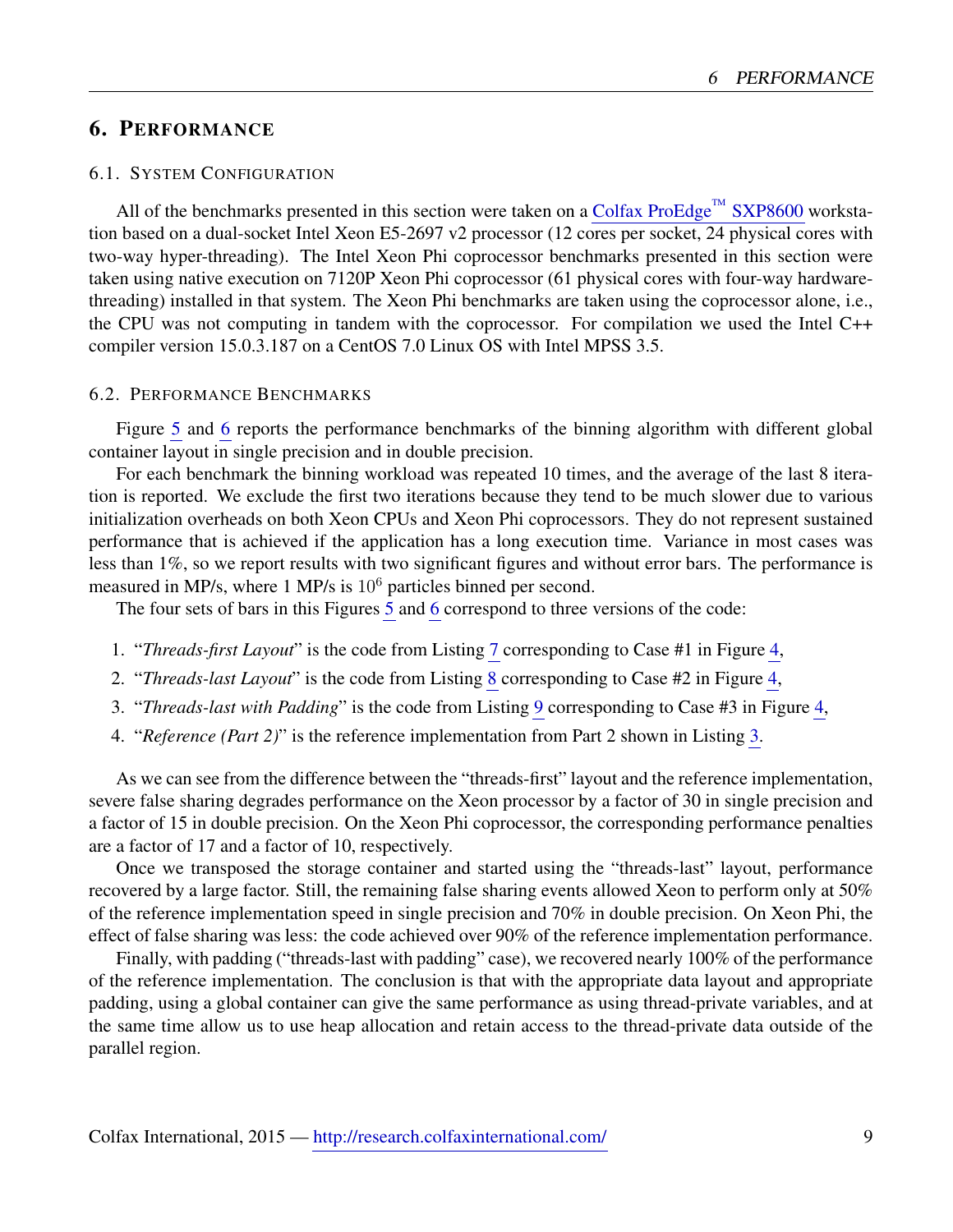# 6. Performance

## 6.1. System Configuration

All of the benchmarks presented in this section were taken on a Colfax ProEdge™ SXP8600 workstation based on a dual-socket Intel Xeon E5-2697 v2 processor (12 cores per socket, 24 physical cores with two-way hyper-threading). The Intel Xeon Phi coprocessor benchmarks presented in this section were taken using native execution on 7120P Xeon Phi coprocessor (61 physical cores with four-way hardware-threading) installed in that system. The Xeon Phi benchmarks are taken using the coprocessor alone, i.e., the CPU was not computing in tandem with the coprocessor. For compilation we used the Intel C++ compiler version 15.0.3.187 on a CentOS 7.0 Linux OS with Intel MPSS 3.5.

## 6.2. Performance Benchmarks

Figure 5 and 6 reports the performance benchmarks of the binning algorithm with different global container layout in single precision and in double precision.

For each benchmark the binning workload was repeated 10 times, and the average of the last 8 iteration is reported. We exclude the first two iterations because they tend to be much slower due to various initialization overheads on both Xeon CPUs and Xeon Phi coprocessors. They do not represent sustained performance that is achieved if the application has a long execution time. Variance in most cases was less than 1%, so we report results with two significant figures and without error bars. The performance is measured in MP/s, where 1 MP/s is $10^6$ particles binned per second.

The four sets of bars in this Figures 5 and 6 correspond to three versions of the code:

1. "*Threads-first Layout*" is the code from Listing 7 corresponding to Case #1 in Figure 4,
2. "*Threads-last Layout*" is the code from Listing 8 corresponding to Case #2 in Figure 4,
3. "*Threads-last with Padding*" is the code from Listing 9 corresponding to Case #3 in Figure 4,
4. "*Reference (Part 2)*" is the reference implementation from Part 2 shown in Listing 3.

As we can see from the difference between the "threads-first" layout and the reference implementation, severe false sharing degrades performance on the Xeon processor by a factor of 30 in single precision and a factor of 15 in double precision. On the Xeon Phi coprocessor, the corresponding performance penalties are a factor of 17 and a factor of 10, respectively.

Once we transposed the storage container and started using the "threads-last" layout, performance recovered by a large factor. Still, the remaining false sharing events allowed Xeon to perform only at 50% of the reference implementation speed in single precision and 70% in double precision. On Xeon Phi, the effect of false sharing was less: the code achieved over 90% of the reference implementation performance.

Finally, with padding ("threads-last with padding" case), we recovered nearly 100% of the performance of the reference implementation. The conclusion is that with the appropriate data layout and appropriate padding, using a global container can give the same performance as using thread-private variables, and at the same time allow us to use heap allocation and retain access to the thread-private data outside of the parallel region.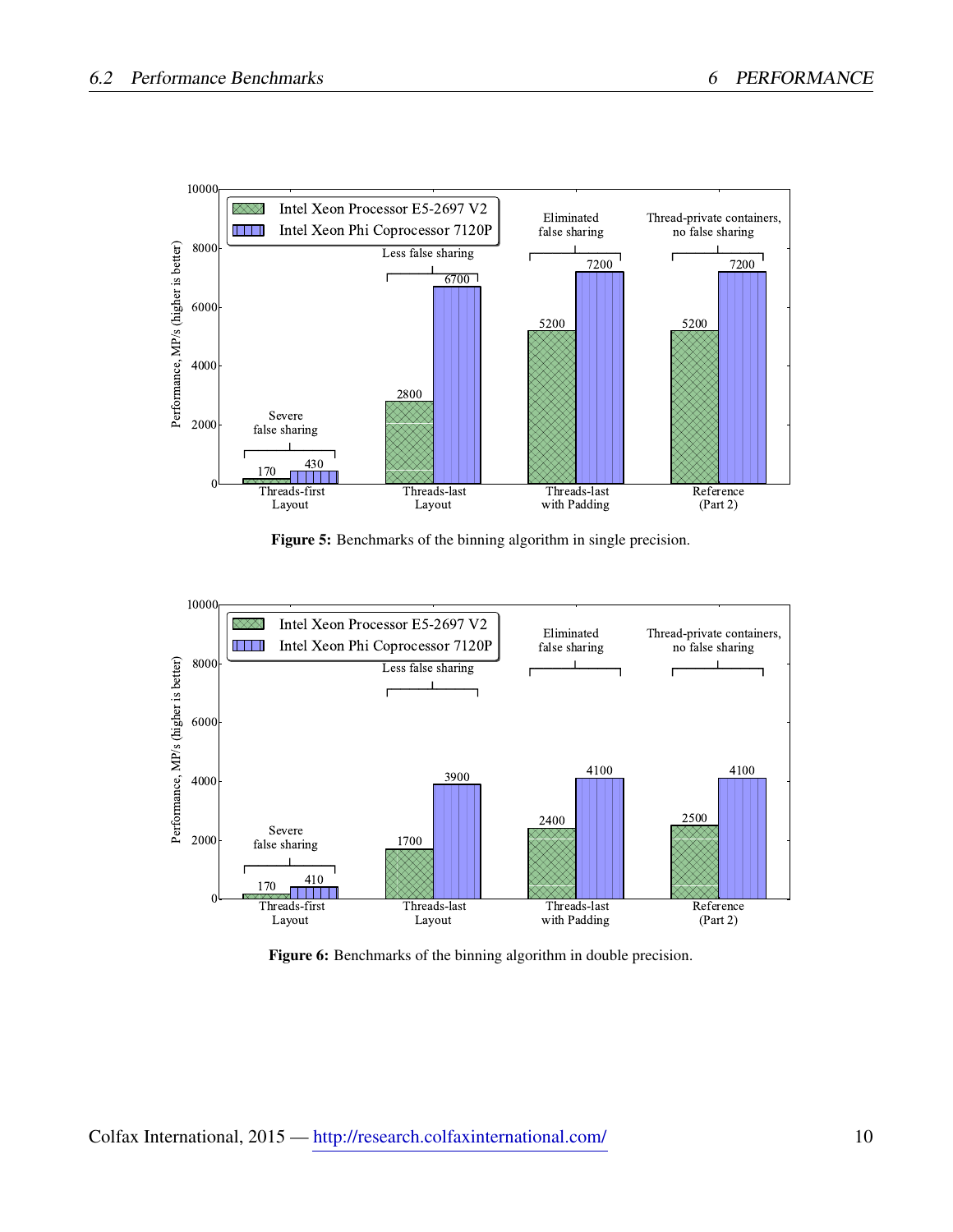| | Intel Xeon Processor E5-2697 V2 | Intel Xeon Phi Coprocessor 7120P |
|---|---|---|
| Threads-first Layout (Severe false sharing) | 170 | 430 |
| Threads-last Layout (Less false sharing) | 2800 | 6700 |
| Threads-last with Padding (Eliminated false sharing) | 5200 | 7200 |
| Reference (Part 2) (Thread-private containers, no false sharing) | 5200 | 7200 |

Performance, MP/s (higher is better)

**Figure 5:** Benchmarks of the binning algorithm in single precision.

| | Intel Xeon Processor E5-2697 V2 | Intel Xeon Phi Coprocessor 7120P |
|---|---|---|
| Threads-first Layout (Severe false sharing) | 170 | 410 |
| Threads-last Layout (Less false sharing) | 1700 | 3900 |
| Threads-last with Padding (Eliminated false sharing) | 2400 | 4100 |
| Reference (Part 2) (Thread-private containers, no false sharing) | 2500 | 4100 |

Performance, MP/s (higher is better)

**Figure 6:** Benchmarks of the binning algorithm in double precision.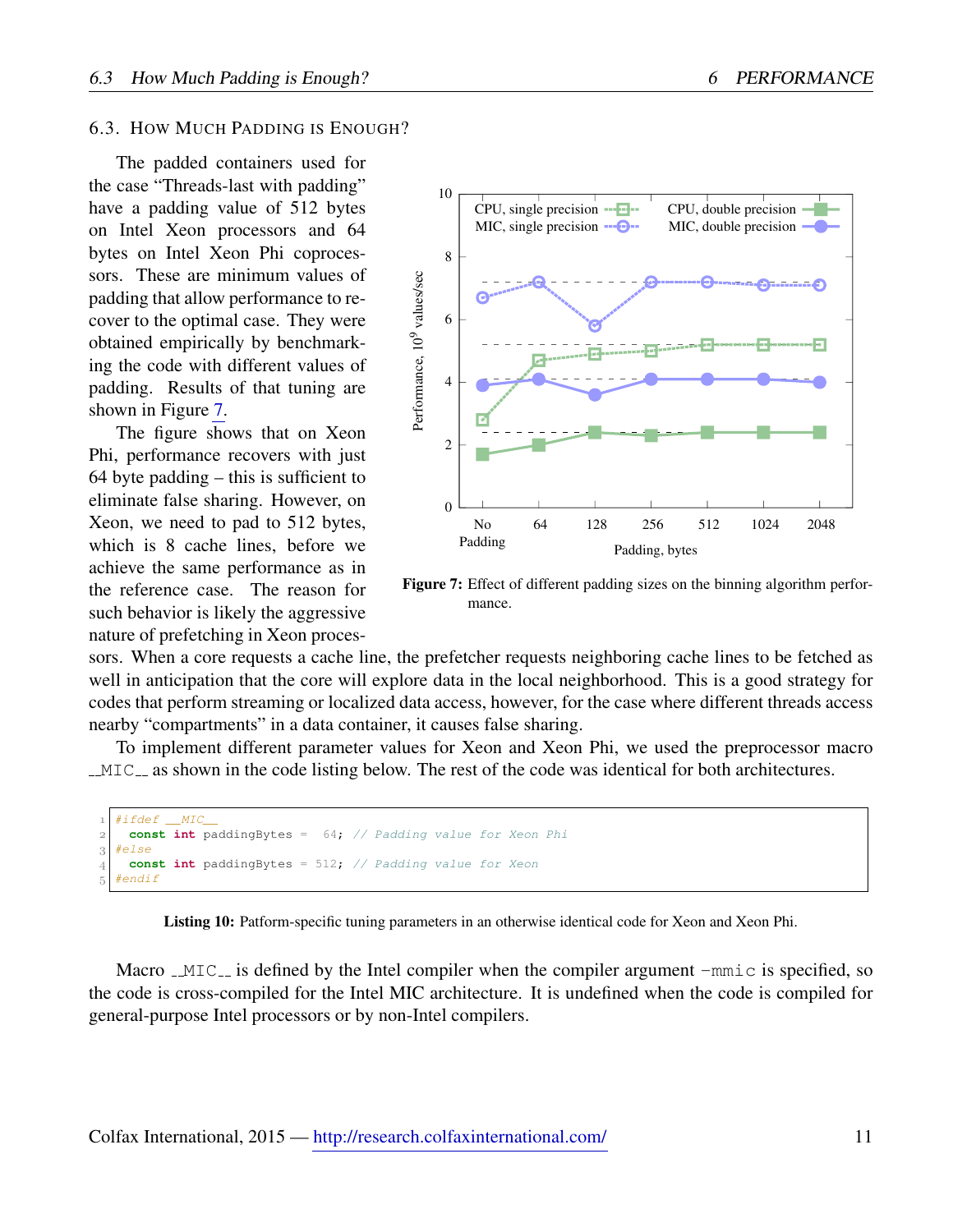## 6.3. How Much Padding is Enough?

The padded containers used for the case "Threads-last with padding" have a padding value of 512 bytes on Intel Xeon processors and 64 bytes on Intel Xeon Phi coprocessors. These are minimum values of padding that allow performance to recover to the optimal case. They were obtained empirically by benchmarking the code with different values of padding. Results of that tuning are shown in Figure 7.

The figure shows that on Xeon Phi, performance recovers with just 64 byte padding – this is sufficient to eliminate false sharing. However, on Xeon, we need to pad to 512 bytes, which is 8 cache lines, before we achieve the same performance as in the reference case. The reason for such behavior is likely the aggressive nature of prefetching in Xeon processors. When a core requests a cache line, the prefetcher requests neighboring cache lines to be fetched as well in anticipation that the core will explore data in the local neighborhood. This is a good strategy for codes that perform streaming or localized data access, however, for the case where different threads access nearby "compartments" in a data container, it causes false sharing.

**Figure 7:** Effect of different padding sizes on the binning algorithm performance.

To implement different parameter values for Xeon and Xeon Phi, we used the preprocessor macro `__MIC__` as shown in the code listing below. The rest of the code was identical for both architectures.

```
#ifdef __MIC__
  const int paddingBytes =  64; // Padding value for Xeon Phi
#else
  const int paddingBytes = 512; // Padding value for Xeon
#endif
```

**Listing 10:** Patform-specific tuning parameters in an otherwise identical code for Xeon and Xeon Phi.

Macro `__MIC__` is defined by the Intel compiler when the compiler argument `-mmic` is specified, so the code is cross-compiled for the Intel MIC architecture. It is undefined when the code is compiled for general-purpose Intel processors or by non-Intel compilers.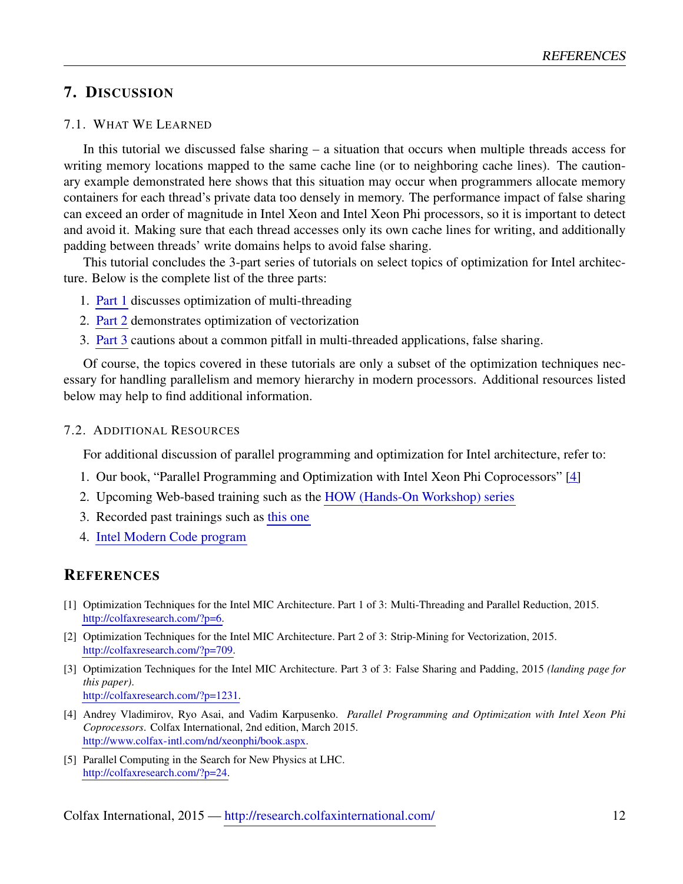## 7. Discussion

### 7.1. What We Learned

In this tutorial we discussed false sharing – a situation that occurs when multiple threads access for writing memory locations mapped to the same cache line (or to neighboring cache lines). The cautionary example demonstrated here shows that this situation may occur when programmers allocate memory containers for each thread's private data too densely in memory. The performance impact of false sharing can exceed an order of magnitude in Intel Xeon and Intel Xeon Phi processors, so it is important to detect and avoid it. Making sure that each thread accesses only its own cache lines for writing, and additionally padding between threads' write domains helps to avoid false sharing.

This tutorial concludes the 3-part series of tutorials on select topics of optimization for Intel architecture. Below is the complete list of the three parts:

1. Part 1 discusses optimization of multi-threading
2. Part 2 demonstrates optimization of vectorization
3. Part 3 cautions about a common pitfall in multi-threaded applications, false sharing.

Of course, the topics covered in these tutorials are only a subset of the optimization techniques necessary for handling parallelism and memory hierarchy in modern processors. Additional resources listed below may help to find additional information.

### 7.2. Additional Resources

For additional discussion of parallel programming and optimization for Intel architecture, refer to:

1. Our book, "Parallel Programming and Optimization with Intel Xeon Phi Coprocessors" [4]
2. Upcoming Web-based training such as the HOW (Hands-On Workshop) series
3. Recorded past trainings such as this one
4. Intel Modern Code program

## References

[1] Optimization Techniques for the Intel MIC Architecture. Part 1 of 3: Multi-Threading and Parallel Reduction, 2015. http://colfaxresearch.com/?p=6.

[2] Optimization Techniques for the Intel MIC Architecture. Part 2 of 3: Strip-Mining for Vectorization, 2015. http://colfaxresearch.com/?p=709.

[3] Optimization Techniques for the Intel MIC Architecture. Part 3 of 3: False Sharing and Padding, 2015 *(landing page for this paper)*. http://colfaxresearch.com/?p=1231.

[4] Andrey Vladimirov, Ryo Asai, and Vadim Karpusenko. *Parallel Programming and Optimization with Intel Xeon Phi Coprocessors.* Colfax International, 2nd edition, March 2015. http://www.colfax-intl.com/nd/xeonphi/book.aspx.

[5] Parallel Computing in the Search for New Physics at LHC. http://colfaxresearch.com/?p=24.